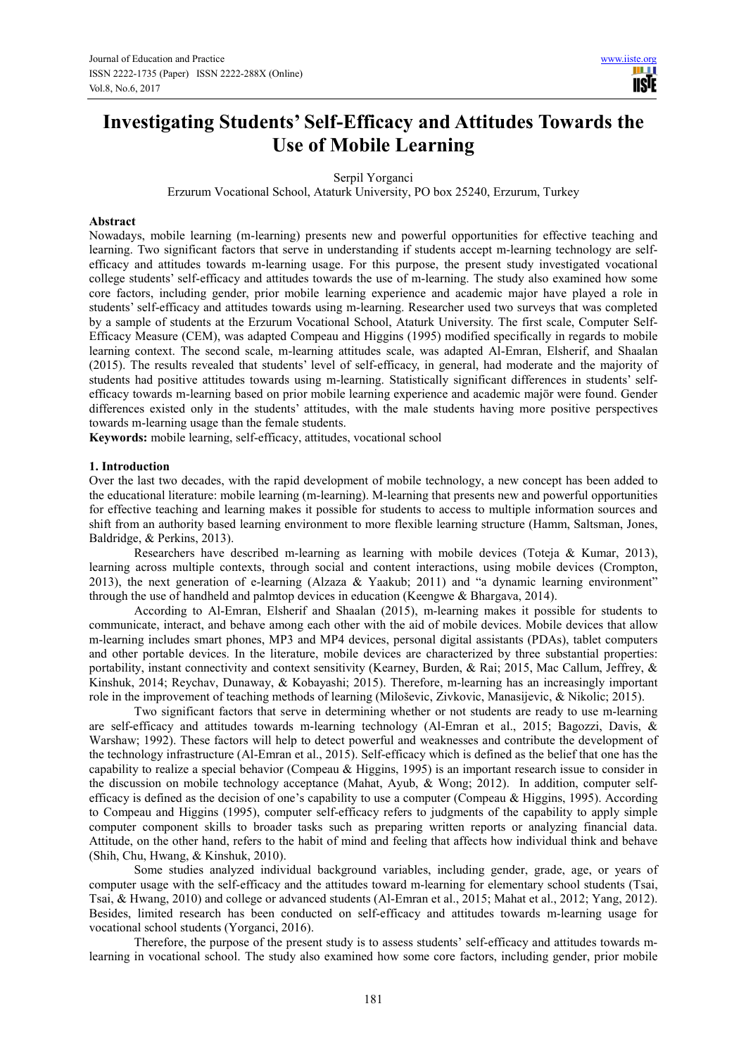// Investigating Students' Self-Efficacy and Attitudes Towards the Use of Mobile Learning

Serpil Yorganci

Erzurum Vocational School, Ataturk University, PO box 25240, Erzurum, Turkey

## Abstract

Nowadays, mobile learning (m-learning) presents new and powerful opportunities for effective teaching and learning. Two significant factors that serve in understanding if students accept m-learning technology are self-efficacy and attitudes towards m-learning usage. For this purpose, the present study investigated vocational college students' self-efficacy and attitudes towards the use of m-learning. The study also examined how some core factors, including gender, prior mobile learning experience and academic major have played a role in students' self-efficacy and attitudes towards using m-learning. Researcher used two surveys that was completed by a sample of students at the Erzurum Vocational School, Ataturk University. The first scale, Computer Self-Efficacy Measure (CEM), was adapted Compeau and Higgins (1995) modified specifically in regards to mobile learning context. The second scale, m-learning attitudes scale, was adapted Al-Emran, Elsherif, and Shaalan (2015). The results revealed that students' level of self-efficacy, in general, had moderate and the majority of students had positive attitudes towards using m-learning. Statistically significant differences in students' self-efficacy towards m-learning based on prior mobile learning experience and academic majör were found. Gender differences existed only in the students' attitudes, with the male students having more positive perspectives towards m-learning usage than the female students.

**Keywords:** mobile learning, self-efficacy, attitudes, vocational school

## 1. Introduction

Over the last two decades, with the rapid development of mobile technology, a new concept has been added to the educational literature: mobile learning (m-learning). M-learning that presents new and powerful opportunities for effective teaching and learning makes it possible for students to access to multiple information sources and shift from an authority based learning environment to more flexible learning structure (Hamm, Saltsman, Jones, Baldridge, & Perkins, 2013).

Researchers have described m-learning as learning with mobile devices (Toteja & Kumar, 2013), learning across multiple contexts, through social and content interactions, using mobile devices (Crompton, 2013), the next generation of e-learning (Alzaza & Yaakub; 2011) and "a dynamic learning environment" through the use of handheld and palmtop devices in education (Keengwe & Bhargava, 2014).

According to Al-Emran, Elsherif and Shaalan (2015), m-learning makes it possible for students to communicate, interact, and behave among each other with the aid of mobile devices. Mobile devices that allow m-learning includes smart phones, MP3 and MP4 devices, personal digital assistants (PDAs), tablet computers and other portable devices. In the literature, mobile devices are characterized by three substantial properties: portability, instant connectivity and context sensitivity (Kearney, Burden, & Rai; 2015, Mac Callum, Jeffrey, & Kinshuk, 2014; Reychav, Dunaway, & Kobayashi; 2015). Therefore, m-learning has an increasingly important role in the improvement of teaching methods of learning (Miloševic, Zivkovic, Manasijevic, & Nikolic; 2015).

Two significant factors that serve in determining whether or not students are ready to use m-learning are self-efficacy and attitudes towards m-learning technology (Al-Emran et al., 2015; Bagozzi, Davis, & Warshaw; 1992). These factors will help to detect powerful and weaknesses and contribute the development of the technology infrastructure (Al-Emran et al., 2015). Self-efficacy which is defined as the belief that one has the capability to realize a special behavior (Compeau & Higgins, 1995) is an important research issue to consider in the discussion on mobile technology acceptance (Mahat, Ayub, & Wong; 2012). In addition, computer self-efficacy is defined as the decision of one's capability to use a computer (Compeau & Higgins, 1995). According to Compeau and Higgins (1995), computer self-efficacy refers to judgments of the capability to apply simple computer component skills to broader tasks such as preparing written reports or analyzing financial data. Attitude, on the other hand, refers to the habit of mind and feeling that affects how individual think and behave (Shih, Chu, Hwang, & Kinshuk, 2010).

Some studies analyzed individual background variables, including gender, grade, age, or years of computer usage with the self-efficacy and the attitudes toward m-learning for elementary school students (Tsai, Tsai, & Hwang, 2010) and college or advanced students (Al-Emran et al., 2015; Mahat et al., 2012; Yang, 2012). Besides, limited research has been conducted on self-efficacy and attitudes towards m-learning usage for vocational school students (Yorganci, 2016).

Therefore, the purpose of the present study is to assess students' self-efficacy and attitudes towards m-learning in vocational school. The study also examined how some core factors, including gender, prior mobile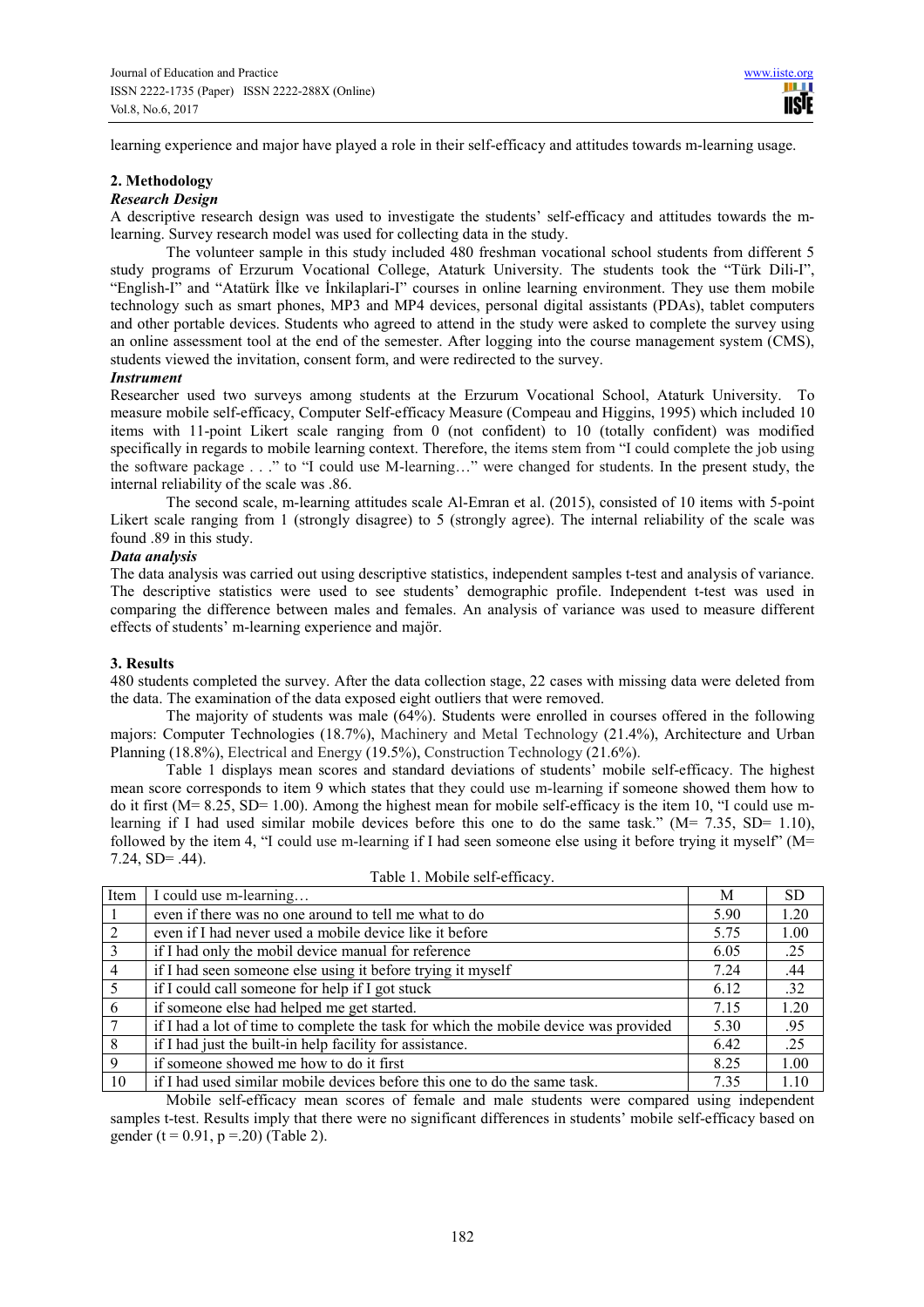learning experience and major have played a role in their self-efficacy and attitudes towards m-learning usage.

## 2. Methodology

### *Research Design*

A descriptive research design was used to investigate the students' self-efficacy and attitudes towards the m-learning. Survey research model was used for collecting data in the study.

The volunteer sample in this study included 480 freshman vocational school students from different 5 study programs of Erzurum Vocational College, Ataturk University. The students took the "Türk Dili-I", "English-I" and "Atatürk İlke ve İnkilaplari-I" courses in online learning environment. They use them mobile technology such as smart phones, MP3 and MP4 devices, personal digital assistants (PDAs), tablet computers and other portable devices. Students who agreed to attend in the study were asked to complete the survey using an online assessment tool at the end of the semester. After logging into the course management system (CMS), students viewed the invitation, consent form, and were redirected to the survey.

### *Instrument*

Researcher used two surveys among students at the Erzurum Vocational School, Ataturk University. To measure mobile self-efficacy, Computer Self-efficacy Measure (Compeau and Higgins, 1995) which included 10 items with 11-point Likert scale ranging from 0 (not confident) to 10 (totally confident) was modified specifically in regards to mobile learning context. Therefore, the items stem from "I could complete the job using the software package . . ." to "I could use M-learning…" were changed for students. In the present study, the internal reliability of the scale was .86.

The second scale, m-learning attitudes scale Al-Emran et al. (2015), consisted of 10 items with 5-point Likert scale ranging from 1 (strongly disagree) to 5 (strongly agree). The internal reliability of the scale was found .89 in this study.

### *Data analysis*

The data analysis was carried out using descriptive statistics, independent samples t-test and analysis of variance. The descriptive statistics were used to see students' demographic profile. Independent t-test was used in comparing the difference between males and females. An analysis of variance was used to measure different effects of students' m-learning experience and majör.

## 3. Results

480 students completed the survey. After the data collection stage, 22 cases with missing data were deleted from the data. The examination of the data exposed eight outliers that were removed.

The majority of students was male (64%). Students were enrolled in courses offered in the following majors: Computer Technologies (18.7%), Machinery and Metal Technology (21.4%), Architecture and Urban Planning (18.8%), Electrical and Energy (19.5%), Construction Technology (21.6%).

Table 1 displays mean scores and standard deviations of students' mobile self-efficacy. The highest mean score corresponds to item 9 which states that they could use m-learning if someone showed them how to do it first (M= 8.25, SD= 1.00). Among the highest mean for mobile self-efficacy is the item 10, "I could use m-learning if I had used similar mobile devices before this one to do the same task." (M= 7.35, SD= 1.10), followed by the item 4, "I could use m-learning if I had seen someone else using it before trying it myself" (M= 7.24, SD= .44).

Table 1. Mobile self-efficacy.

| Item | I could use m-learning… | M | SD |
|---|---|---|---|
| 1 | even if there was no one around to tell me what to do | 5.90 | 1.20 |
| 2 | even if I had never used a mobile device like it before | 5.75 | 1.00 |
| 3 | if I had only the mobil device manual for reference | 6.05 | .25 |
| 4 | if I had seen someone else using it before trying it myself | 7.24 | .44 |
| 5 | if I could call someone for help if I got stuck | 6.12 | .32 |
| 6 | if someone else had helped me get started. | 7.15 | 1.20 |
| 7 | if I had a lot of time to complete the task for which the mobile device was provided | 5.30 | .95 |
| 8 | if I had just the built-in help facility for assistance. | 6.42 | .25 |
| 9 | if someone showed me how to do it first | 8.25 | 1.00 |
| 10 | if I had used similar mobile devices before this one to do the same task. | 7.35 | 1.10 |

Mobile self-efficacy mean scores of female and male students were compared using independent samples t-test. Results imply that there were no significant differences in students' mobile self-efficacy based on gender ($t = 0.91$, $p = .20$) (Table 2).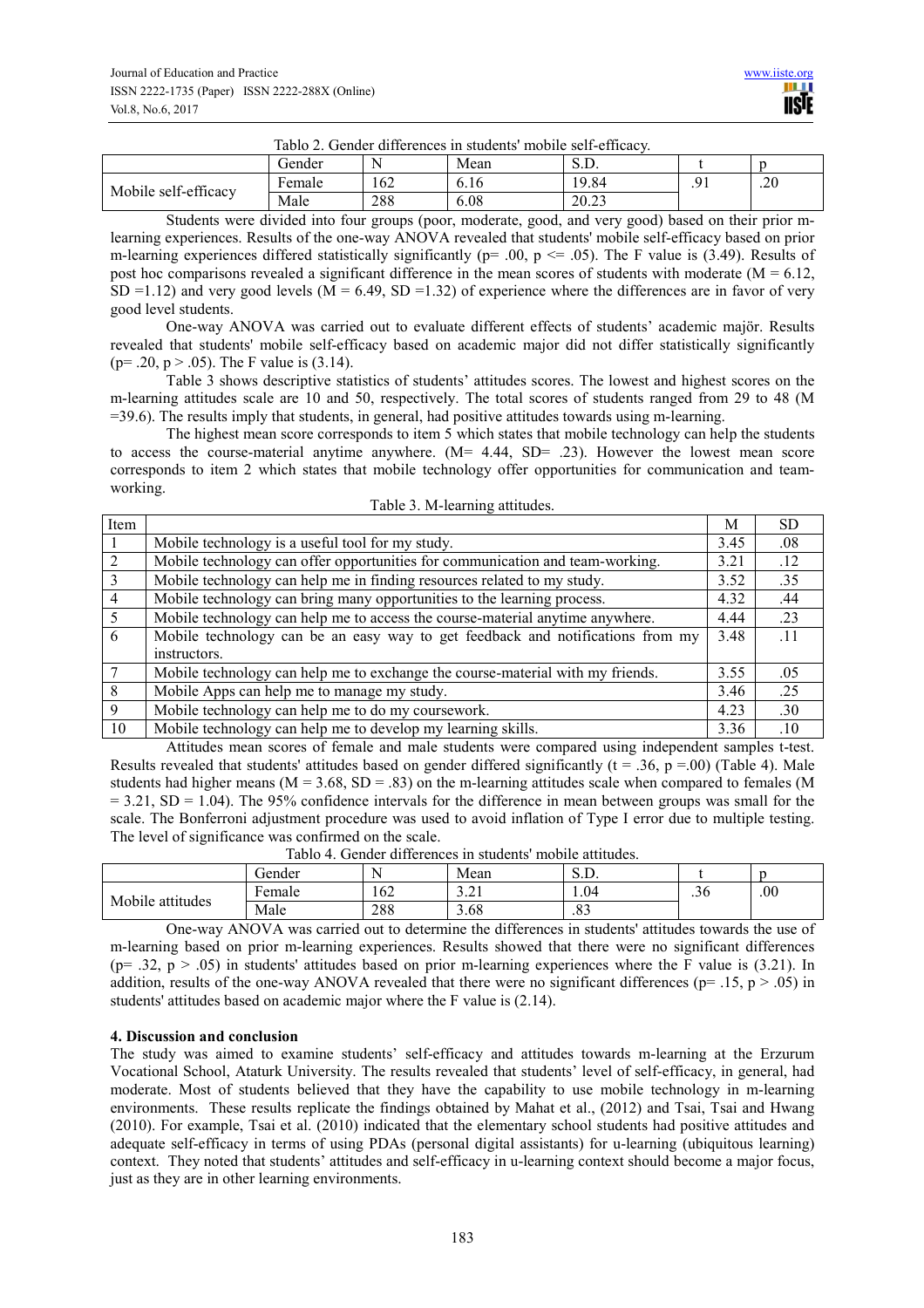Tablo 2. Gender differences in students' mobile self-efficacy.

| | Gender | N | Mean | S.D. | t | p |
|---|---|---|---|---|---|---|
| Mobile self-efficacy | Female | 162 | 6.16 | 19.84 | .91 | .20 |
| | Male | 288 | 6.08 | 20.23 | | |

Students were divided into four groups (poor, moderate, good, and very good) based on their prior m-learning experiences. Results of the one-way ANOVA revealed that students' mobile self-efficacy based on prior m-learning experiences differed statistically significantly ($p = .00$, $p <= .05$). The F value is (3.49). Results of post hoc comparisons revealed a significant difference in the mean scores of students with moderate ($M = 6.12$, $SD = 1.12$) and very good levels ($M = 6.49$, $SD = 1.32$) of experience where the differences are in favor of very good level students.

One-way ANOVA was carried out to evaluate different effects of students' academic majör. Results revealed that students' mobile self-efficacy based on academic major did not differ statistically significantly ($p = .20$, $p > .05$). The F value is (3.14).

Table 3 shows descriptive statistics of students' attitudes scores. The lowest and highest scores on the m-learning attitudes scale are 10 and 50, respectively. The total scores of students ranged from 29 to 48 ($M = 39.6$). The results imply that students, in general, had positive attitudes towards using m-learning.

The highest mean score corresponds to item 5 which states that mobile technology can help the students to access the course-material anytime anywhere. ($M = 4.44$, $SD = .23$). However the lowest mean score corresponds to item 2 which states that mobile technology offer opportunities for communication and team-working.

Table 3. M-learning attitudes.

| Item | | M | SD |
|---|---|---|---|
| 1 | Mobile technology is a useful tool for my study. | 3.45 | .08 |
| 2 | Mobile technology can offer opportunities for communication and team-working. | 3.21 | .12 |
| 3 | Mobile technology can help me in finding resources related to my study. | 3.52 | .35 |
| 4 | Mobile technology can bring many opportunities to the learning process. | 4.32 | .44 |
| 5 | Mobile technology can help me to access the course-material anytime anywhere. | 4.44 | .23 |
| 6 | Mobile technology can be an easy way to get feedback and notifications from my instructors. | 3.48 | .11 |
| 7 | Mobile technology can help me to exchange the course-material with my friends. | 3.55 | .05 |
| 8 | Mobile Apps can help me to manage my study. | 3.46 | .25 |
| 9 | Mobile technology can help me to do my coursework. | 4.23 | .30 |
| 10 | Mobile technology can help me to develop my learning skills. | 3.36 | .10 |

Attitudes mean scores of female and male students were compared using independent samples t-test. Results revealed that students' attitudes based on gender differed significantly ($t = .36$, $p = .00$) (Table 4). Male students had higher means ($M = 3.68$, $SD = .83$) on the m-learning attitudes scale when compared to females ($M = 3.21$, $SD = 1.04$). The 95% confidence intervals for the difference in mean between groups was small for the scale. The Bonferroni adjustment procedure was used to avoid inflation of Type I error due to multiple testing. The level of significance was confirmed on the scale.

Tablo 4. Gender differences in students' mobile attitudes.

| | Gender | N | Mean | S.D. | t | p |
|---|---|---|---|---|---|---|
| Mobile attitudes | Female | 162 | 3.21 | 1.04 | .36 | .00 |
| | Male | 288 | 3.68 | .83 | | |

One-way ANOVA was carried out to determine the differences in students' attitudes towards the use of m-learning based on prior m-learning experiences. Results showed that there were no significant differences ($p = .32$, $p > .05$) in students' attitudes based on prior m-learning experiences where the F value is (3.21). In addition, results of the one-way ANOVA revealed that there were no significant differences ($p = .15$, $p > .05$) in students' attitudes based on academic major where the F value is (2.14).

## 4. Discussion and conclusion

The study was aimed to examine students' self-efficacy and attitudes towards m-learning at the Erzurum Vocational School, Ataturk University. The results revealed that students' level of self-efficacy, in general, had moderate. Most of students believed that they have the capability to use mobile technology in m-learning environments. These results replicate the findings obtained by Mahat et al., (2012) and Tsai, Tsai and Hwang (2010). For example, Tsai et al. (2010) indicated that the elementary school students had positive attitudes and adequate self-efficacy in terms of using PDAs (personal digital assistants) for u-learning (ubiquitous learning) context. They noted that students' attitudes and self-efficacy in u-learning context should become a major focus, just as they are in other learning environments.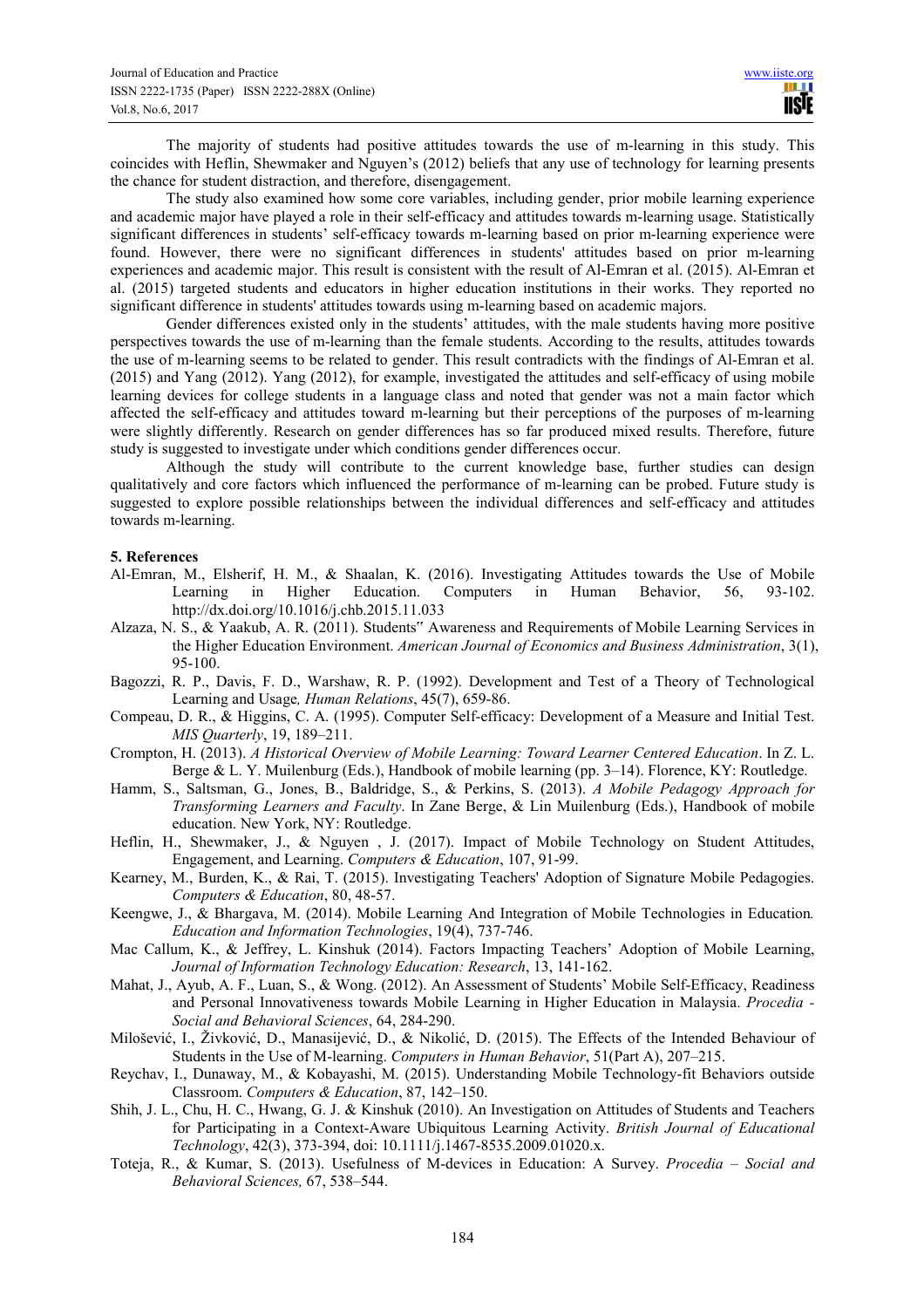The majority of students had positive attitudes towards the use of m-learning in this study. This coincides with Heflin, Shewmaker and Nguyen's (2012) beliefs that any use of technology for learning presents the chance for student distraction, and therefore, disengagement.

The study also examined how some core variables, including gender, prior mobile learning experience and academic major have played a role in their self-efficacy and attitudes towards m-learning usage. Statistically significant differences in students' self-efficacy towards m-learning based on prior m-learning experience were found. However, there were no significant differences in students' attitudes based on prior m-learning experiences and academic major. This result is consistent with the result of Al-Emran et al. (2015). Al-Emran et al. (2015) targeted students and educators in higher education institutions in their works. They reported no significant difference in students' attitudes towards using m-learning based on academic majors.

Gender differences existed only in the students' attitudes, with the male students having more positive perspectives towards the use of m-learning than the female students. According to the results, attitudes towards the use of m-learning seems to be related to gender. This result contradicts with the findings of Al-Emran et al. (2015) and Yang (2012). Yang (2012), for example, investigated the attitudes and self-efficacy of using mobile learning devices for college students in a language class and noted that gender was not a main factor which affected the self-efficacy and attitudes toward m-learning but their perceptions of the purposes of m-learning were slightly differently. Research on gender differences has so far produced mixed results. Therefore, future study is suggested to investigate under which conditions gender differences occur.

Although the study will contribute to the current knowledge base, further studies can design qualitatively and core factors which influenced the performance of m-learning can be probed. Future study is suggested to explore possible relationships between the individual differences and self-efficacy and attitudes towards m-learning.

## 5. References

Al-Emran, M., Elsherif, H. M., & Shaalan, K. (2016). Investigating Attitudes towards the Use of Mobile Learning in Higher Education. Computers in Human Behavior, 56, 93-102. http://dx.doi.org/10.1016/j.chb.2015.11.033

Alzaza, N. S., & Yaakub, A. R. (2011). Students" Awareness and Requirements of Mobile Learning Services in the Higher Education Environment. *American Journal of Economics and Business Administration*, 3(1), 95-100.

Bagozzi, R. P., Davis, F. D., Warshaw, R. P. (1992). Development and Test of a Theory of Technological Learning and Usage*, Human Relations*, 45(7), 659-86.

Compeau, D. R., & Higgins, C. A. (1995). Computer Self-efficacy: Development of a Measure and Initial Test. *MIS Quarterly*, 19, 189–211.

Crompton, H. (2013). *A Historical Overview of Mobile Learning: Toward Learner Centered Education*. In Z. L. Berge & L. Y. Muilenburg (Eds.), Handbook of mobile learning (pp. 3–14). Florence, KY: Routledge.

Hamm, S., Saltsman, G., Jones, B., Baldridge, S., & Perkins, S. (2013). *A Mobile Pedagogy Approach for Transforming Learners and Faculty*. In Zane Berge, & Lin Muilenburg (Eds.), Handbook of mobile education. New York, NY: Routledge.

Heflin, H., Shewmaker, J., & Nguyen , J. (2017). Impact of Mobile Technology on Student Attitudes, Engagement, and Learning. *Computers & Education*, 107, 91-99.

Kearney, M., Burden, K., & Rai, T. (2015). Investigating Teachers' Adoption of Signature Mobile Pedagogies. *Computers & Education*, 80, 48-57.

Keengwe, J., & Bhargava, M. (2014). Mobile Learning And Integration of Mobile Technologies in Education*. Education and Information Technologies*, 19(4), 737-746.

Mac Callum, K., & Jeffrey, L. Kinshuk (2014). Factors Impacting Teachers' Adoption of Mobile Learning, *Journal of Information Technology Education: Research*, 13, 141-162.

Mahat, J., Ayub, A. F., Luan, S., & Wong. (2012). An Assessment of Students' Mobile Self-Efficacy, Readiness and Personal Innovativeness towards Mobile Learning in Higher Education in Malaysia. *Procedia - Social and Behavioral Sciences*, 64, 284-290.

Milošević, I., Živković, D., Manasijević, D., & Nikolić, D. (2015). The Effects of the Intended Behaviour of Students in the Use of M-learning. *Computers in Human Behavior*, 51(Part A), 207–215.

Reychav, I., Dunaway, M., & Kobayashi, M. (2015). Understanding Mobile Technology-fit Behaviors outside Classroom. *Computers & Education*, 87, 142–150.

Shih, J. L., Chu, H. C., Hwang, G. J. & Kinshuk (2010). An Investigation on Attitudes of Students and Teachers for Participating in a Context-Aware Ubiquitous Learning Activity. *British Journal of Educational Technology*, 42(3), 373-394, doi: 10.1111/j.1467-8535.2009.01020.x.

Toteja, R., & Kumar, S. (2013). Usefulness of M-devices in Education: A Survey. *Procedia – Social and Behavioral Sciences,* 67, 538–544.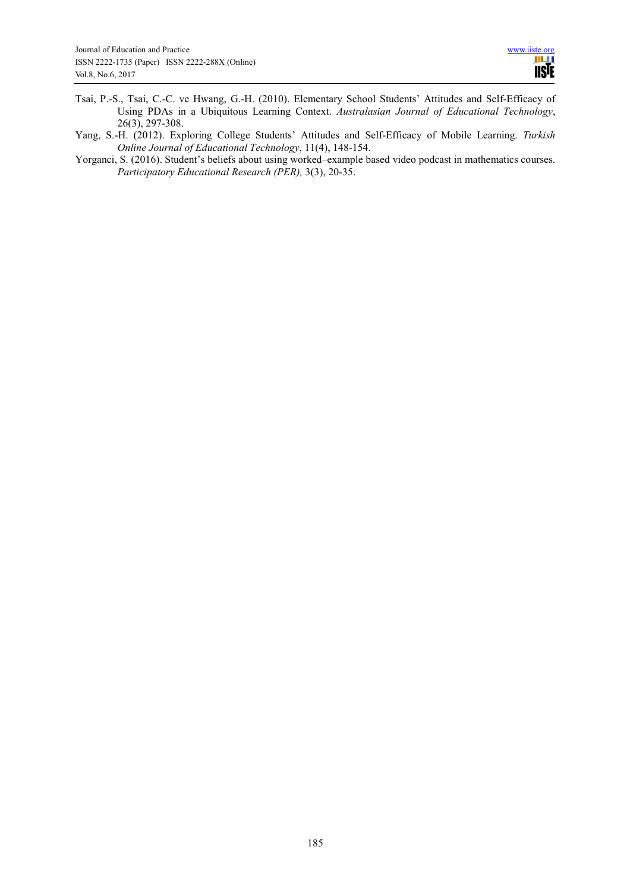Tsai, P.-S., Tsai, C.-C. ve Hwang, G.-H. (2010). Elementary School Students' Attitudes and Self-Efficacy of Using PDAs in a Ubiquitous Learning Context. *Australasian Journal of Educational Technology*, 26(3), 297-308.

Yang, S.-H. (2012). Exploring College Students' Attitudes and Self-Efficacy of Mobile Learning. *Turkish Online Journal of Educational Technology*, 11(4), 148-154.

Yorganci, S. (2016). Student's beliefs about using worked–example based video podcast in mathematics courses. *Participatory Educational Research (PER),* 3(3), 20-35.